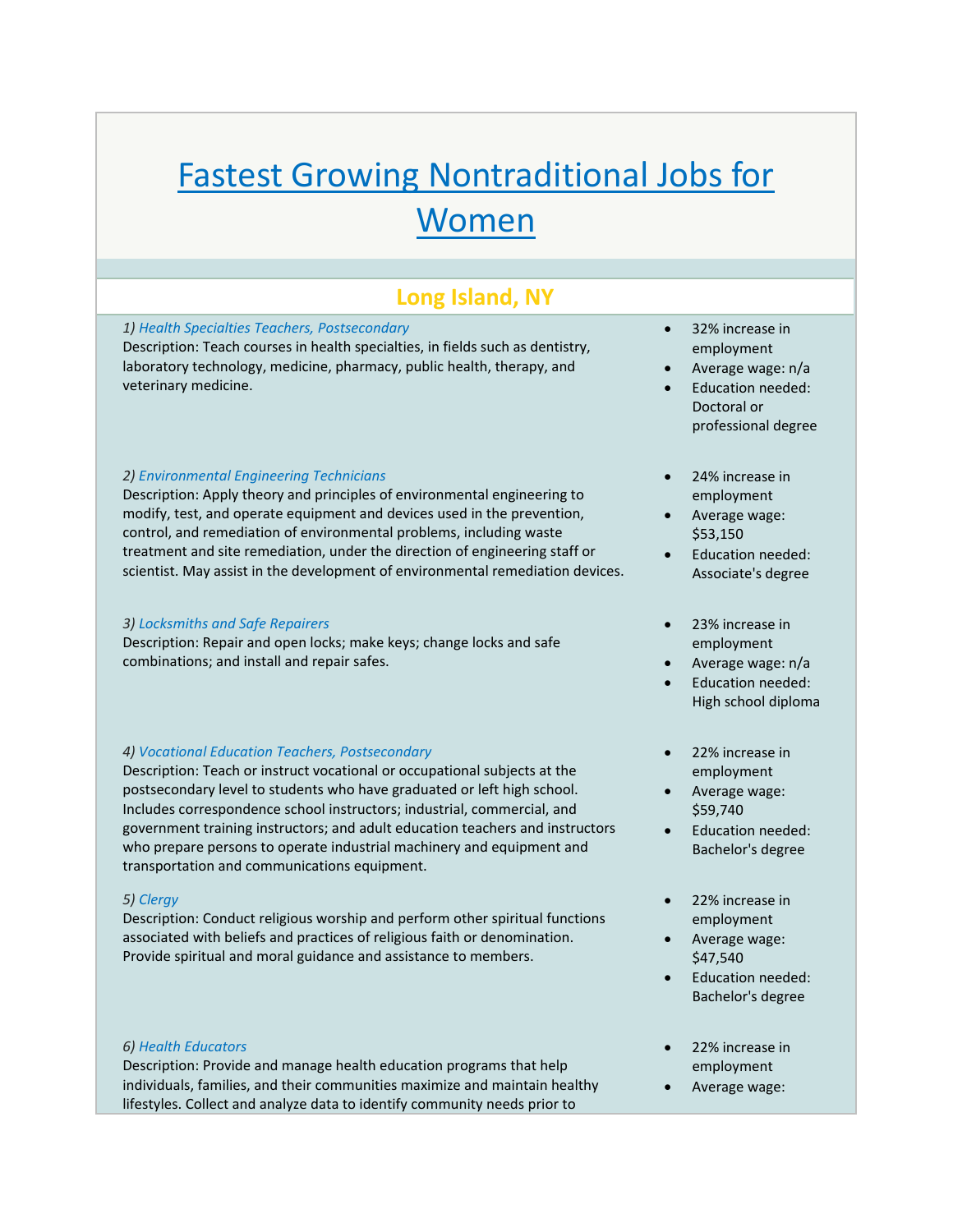# Fastest Growing Nontraditional Jobs for Women

## Long Island, NY

1) *Health Specialties Teachers, Postsecondary*
Description: Teach courses in health specialties, in fields such as dentistry, laboratory technology, medicine, pharmacy, public health, therapy, and veterinary medicine.

- 32% increase in employment
- Average wage: n/a
- Education needed: Doctoral or professional degree

2) *Environmental Engineering Technicians*
Description: Apply theory and principles of environmental engineering to modify, test, and operate equipment and devices used in the prevention, control, and remediation of environmental problems, including waste treatment and site remediation, under the direction of engineering staff or scientist. May assist in the development of environmental remediation devices.

- 24% increase in employment
- Average wage: $53,150
- Education needed: Associate's degree

3) *Locksmiths and Safe Repairers*
Description: Repair and open locks; make keys; change locks and safe combinations; and install and repair safes.

- 23% increase in employment
- Average wage: n/a
- Education needed: High school diploma

4) *Vocational Education Teachers, Postsecondary*
Description: Teach or instruct vocational or occupational subjects at the postsecondary level to students who have graduated or left high school. Includes correspondence school instructors; industrial, commercial, and government training instructors; and adult education teachers and instructors who prepare persons to operate industrial machinery and equipment and transportation and communications equipment.

- 22% increase in employment
- Average wage: $59,740
- Education needed: Bachelor's degree

5) *Clergy*
Description: Conduct religious worship and perform other spiritual functions associated with beliefs and practices of religious faith or denomination. Provide spiritual and moral guidance and assistance to members.

- 22% increase in employment
- Average wage: $47,540
- Education needed: Bachelor's degree

6) *Health Educators*
Description: Provide and manage health education programs that help individuals, families, and their communities maximize and maintain healthy lifestyles. Collect and analyze data to identify community needs prior to

- 22% increase in employment
- Average wage: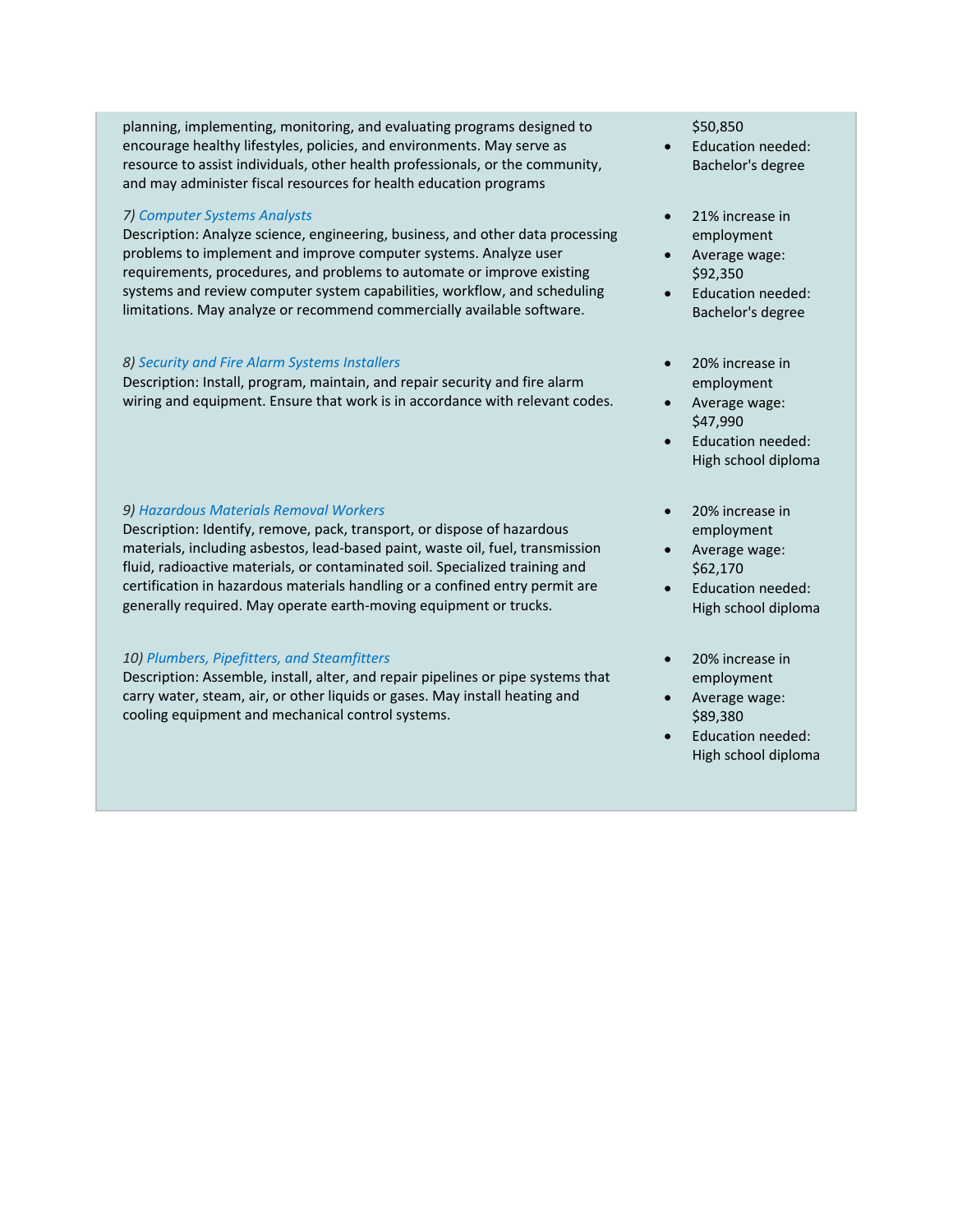planning, implementing, monitoring, and evaluating programs designed to encourage healthy lifestyles, policies, and environments. May serve as resource to assist individuals, other health professionals, or the community, and may administer fiscal resources for health education programs

$50,850
- Education needed: Bachelor's degree

*7) Computer Systems Analysts*
Description: Analyze science, engineering, business, and other data processing problems to implement and improve computer systems. Analyze user requirements, procedures, and problems to automate or improve existing systems and review computer system capabilities, workflow, and scheduling limitations. May analyze or recommend commercially available software.

- 21% increase in employment
- Average wage: $92,350
- Education needed: Bachelor's degree

*8) Security and Fire Alarm Systems Installers*
Description: Install, program, maintain, and repair security and fire alarm wiring and equipment. Ensure that work is in accordance with relevant codes.

- 20% increase in employment
- Average wage: $47,990
- Education needed: High school diploma

*9) Hazardous Materials Removal Workers*
Description: Identify, remove, pack, transport, or dispose of hazardous materials, including asbestos, lead-based paint, waste oil, fuel, transmission fluid, radioactive materials, or contaminated soil. Specialized training and certification in hazardous materials handling or a confined entry permit are generally required. May operate earth-moving equipment or trucks.

- 20% increase in employment
- Average wage: $62,170
- Education needed: High school diploma

*10) Plumbers, Pipefitters, and Steamfitters*
Description: Assemble, install, alter, and repair pipelines or pipe systems that carry water, steam, air, or other liquids or gases. May install heating and cooling equipment and mechanical control systems.

- 20% increase in employment
- Average wage: $89,380
- Education needed: High school diploma